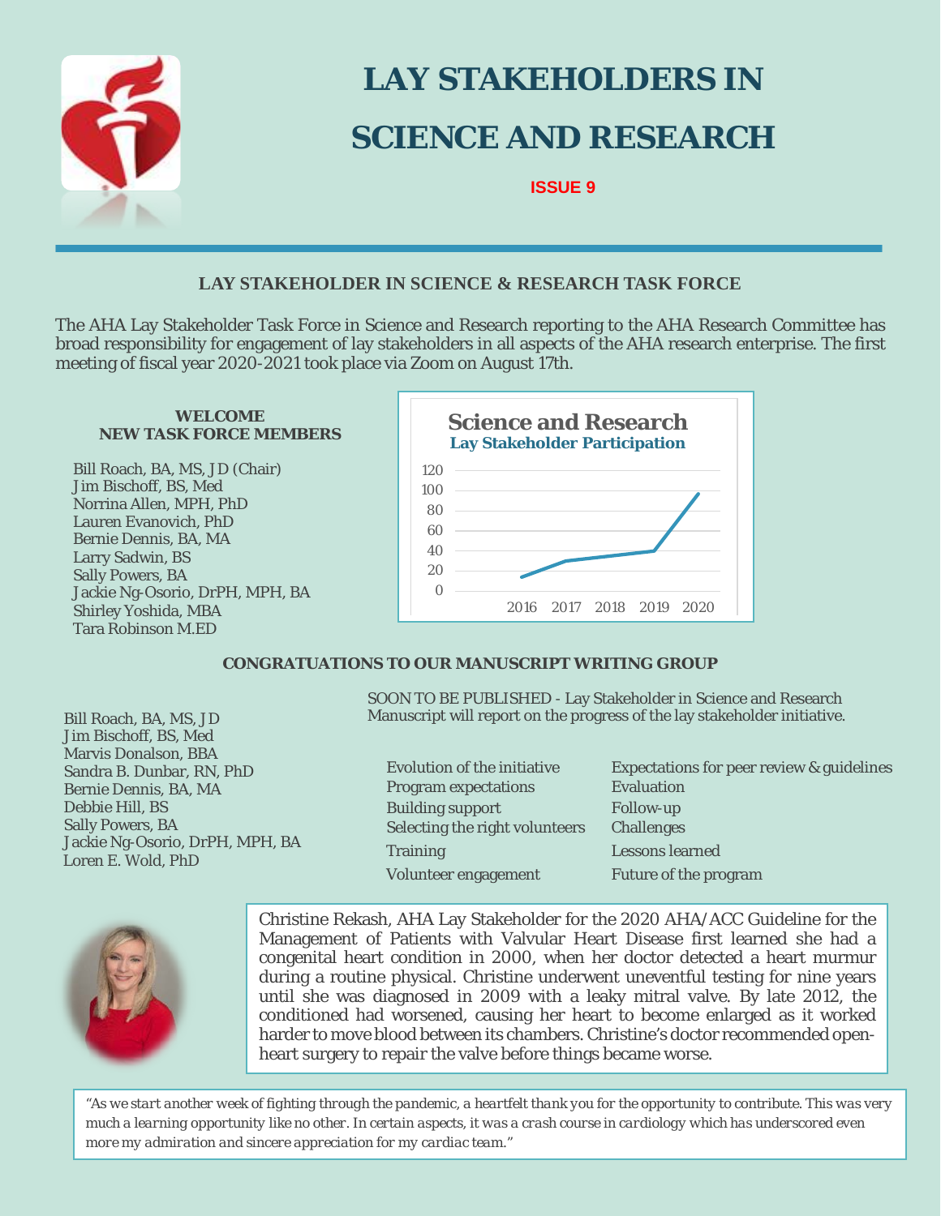# LAY STAKEHOLDERS IN SCIENCE AND RESEARCH

**ISSUE 9**

## LAY STAKEHOLDER IN SCIENCE & RESEARCH TASK FORCE

The AHA Lay Stakeholder Task Force in Science and Research reporting to the AHA Research Committee has broad responsibility for engagement of lay stakeholders in all aspects of the AHA research enterprise. The first meeting of fiscal year 2020-2021 took place via Zoom on August 17th.

### WELCOME NEW TASK FORCE MEMBERS

Bill Roach, BA, MS, JD (Chair)
Jim Bischoff, BS, Med
Norrina Allen, MPH, PhD
Lauren Evanovich, PhD
Bernie Dennis, BA, MA
Larry Sadwin, BS
Sally Powers, BA
Jackie Ng-Osorio, DrPH, MPH, BA
Shirley Yoshida, MBA
Tara Robinson M.ED

**Science and Research**
**Lay Stakeholder Participation**

| Year | Participation |
|---|---|
| 2016 | ~14 |
| 2017 | ~30 |
| 2018 | ~35 |
| 2019 | ~40 |
| 2020 | ~97 |

### CONGRATUATIONS TO OUR MANUSCRIPT WRITING GROUP

Bill Roach, BA, MS, JD
Jim Bischoff, BS, Med
Marvis Donalson, BBA
Sandra B. Dunbar, RN, PhD
Bernie Dennis, BA, MA
Debbie Hill, BS
Sally Powers, BA
Jackie Ng-Osorio, DrPH, MPH, BA
Loren E. Wold, PhD

SOON TO BE PUBLISHED - Lay Stakeholder in Science and Research Manuscript will report on the progress of the lay stakeholder initiative.

- Evolution of the initiative
- Program expectations
- Building support
- Selecting the right volunteers
- Training
- Volunteer engagement
- Expectations for peer review & guidelines
- Evaluation
- Follow-up
- Challenges
- Lessons learned
- Future of the program

Christine Rekash, AHA Lay Stakeholder for the 2020 AHA/ACC Guideline for the Management of Patients with Valvular Heart Disease first learned she had a congenital heart condition in 2000, when her doctor detected a heart murmur during a routine physical. Christine underwent uneventful testing for nine years until she was diagnosed in 2009 with a leaky mitral valve. By late 2012, the conditioned had worsened, causing her heart to become enlarged as it worked harder to move blood between its chambers. Christine's doctor recommended open-heart surgery to repair the valve before things became worse.

*"As we start another week of fighting through the pandemic, a heartfelt thank you for the opportunity to contribute. This was very much a learning opportunity like no other. In certain aspects, it was a crash course in cardiology which has underscored even more my admiration and sincere appreciation for my cardiac team."*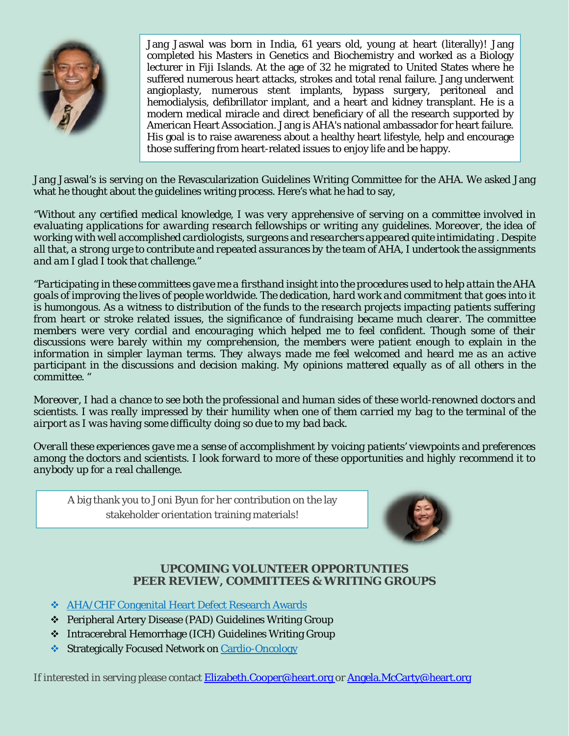Jang Jaswal was born in India, 61 years old, young at heart (literally)! Jang completed his Masters in Genetics and Biochemistry and worked as a Biology lecturer in Fiji Islands. At the age of 32 he migrated to United States where he suffered numerous heart attacks, strokes and total renal failure. Jang underwent angioplasty, numerous stent implants, bypass surgery, peritoneal and hemodialysis, defibrillator implant, and a heart and kidney transplant. He is a modern medical miracle and direct beneficiary of all the research supported by American Heart Association. Jang is AHA's national ambassador for heart failure. His goal is to raise awareness about a healthy heart lifestyle, help and encourage those suffering from heart-related issues to enjoy life and be happy.

Jang Jaswal's is serving on the Revascularization Guidelines Writing Committee for the AHA. We asked Jang what he thought about the guidelines writing process. Here's what he had to say,

*"Without any certified medical knowledge, I was very apprehensive of serving on a committee involved in evaluating applications for awarding research fellowships or writing any guidelines. Moreover, the idea of working with well accomplished cardiologists, surgeons and researchers appeared quite intimidating . Despite all that, a strong urge to contribute and repeated assurances by the team of AHA, I undertook the assignments and am I glad I took that challenge."*

*"Participating in these committees gave me a firsthand insight into the procedures used to help attain the AHA goals of improving the lives of people worldwide. The dedication, hard work and commitment that goes into it is humongous. As a witness to distribution of the funds to the research projects impacting patients suffering from heart or stroke related issues, the significance of fundraising became much clearer. The committee members were very cordial and encouraging which helped me to feel confident. Though some of their discussions were barely within my comprehension, the members were patient enough to explain in the information in simpler layman terms. They always made me feel welcomed and heard me as an active participant in the discussions and decision making. My opinions mattered equally as of all others in the committee. "*

*Moreover, I had a chance to see both the professional and human sides of these world-renowned doctors and scientists. I was really impressed by their humility when one of them carried my bag to the terminal of the airport as I was having some difficulty doing so due to my bad back.*

*Overall these experiences gave me a sense of accomplishment by voicing patients' viewpoints and preferences among the doctors and scientists. I look forward to more of these opportunities and highly recommend it to anybody up for a real challenge.*

A big thank you to Joni Byun for her contribution on the lay stakeholder orientation training materials!

**UPCOMING VOLUNTEER OPPORTUNTIES**
**PEER REVIEW, COMMITTEES & WRITING GROUPS**

- AHA/CHF Congenital Heart Defect Research Awards
- Peripheral Artery Disease (PAD) Guidelines Writing Group
- Intracerebral Hemorrhage (ICH) Guidelines Writing Group
- Strategically Focused Network on Cardio-Oncology

If interested in serving please contact Elizabeth.Cooper@heart.org or Angela.McCarty@heart.org